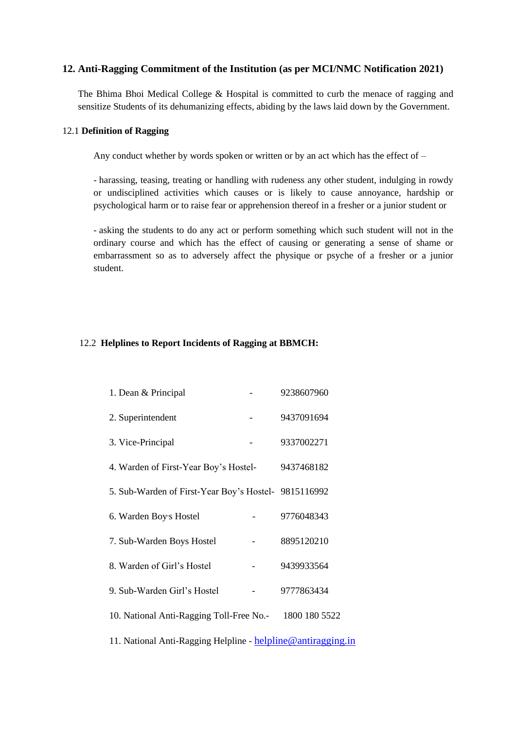## 12. Anti-Ragging Commitment of the Institution (as per MCI/NMC Notification 2021)

The Bhima Bhoi Medical College & Hospital is committed to curb the menace of ragging and sensitize Students of its dehumanizing effects, abiding by the laws laid down by the Government.

### 12.1 **Definition of Ragging**

Any conduct whether by words spoken or written or by an act which has the effect of –

- harassing, teasing, treating or handling with rudeness any other student, indulging in rowdy or undisciplined activities which causes or is likely to cause annoyance, hardship or psychological harm or to raise fear or apprehension thereof in a fresher or a junior student or

- asking the students to do any act or perform something which such student will not in the ordinary course and which has the effect of causing or generating a sense of shame or embarrassment so as to adversely affect the physique or psyche of a fresher or a junior student.

### 12.2 **Helplines to Report Incidents of Ragging at BBMCH:**

1. Dean & Principal - 9238607960
2. Superintendent - 9437091694
3. Vice-Principal - 9337002271
4. Warden of First-Year Boy's Hostel- 9437468182
5. Sub-Warden of First-Year Boy's Hostel- 9815116992
6. Warden Boy's Hostel - 9776048343
7. Sub-Warden Boys Hostel - 8895120210
8. Warden of Girl's Hostel - 9439933564
9. Sub-Warden Girl's Hostel - 9777863434
10. National Anti-Ragging Toll-Free No.- 1800 180 5522
11. National Anti-Ragging Helpline - helpline@antiragging.in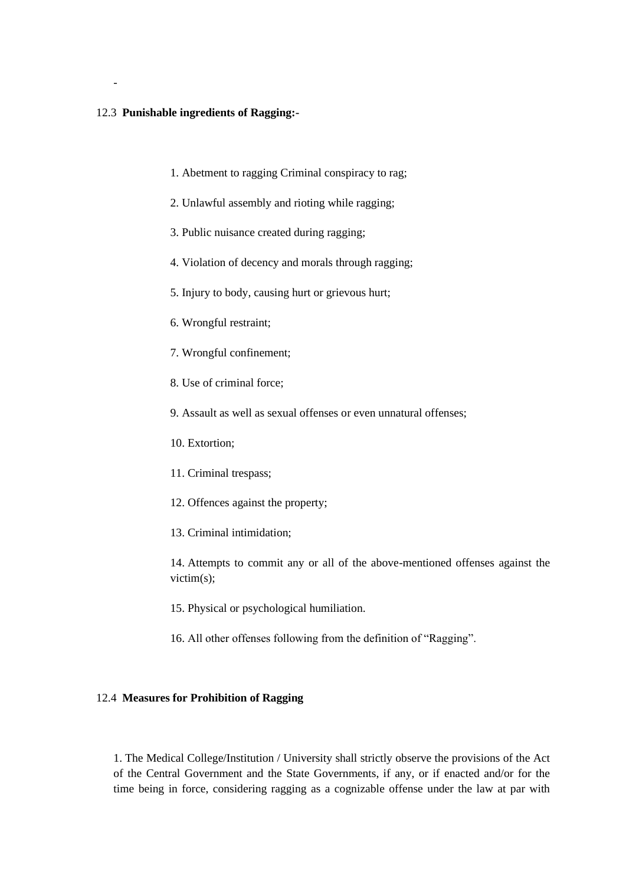-

### 12.3 **Punishable ingredients of Ragging:-**

1. Abetment to ragging Criminal conspiracy to rag;
2. Unlawful assembly and rioting while ragging;
3. Public nuisance created during ragging;
4. Violation of decency and morals through ragging;
5. Injury to body, causing hurt or grievous hurt;
6. Wrongful restraint;
7. Wrongful confinement;
8. Use of criminal force;
9. Assault as well as sexual offenses or even unnatural offenses;
10. Extortion;
11. Criminal trespass;
12. Offences against the property;
13. Criminal intimidation;
14. Attempts to commit any or all of the above-mentioned offenses against the victim(s);
15. Physical or psychological humiliation.
16. All other offenses following from the definition of "Ragging".

### 12.4 **Measures for Prohibition of Ragging**

1. The Medical College/Institution / University shall strictly observe the provisions of the Act of the Central Government and the State Governments, if any, or if enacted and/or for the time being in force, considering ragging as a cognizable offense under the law at par with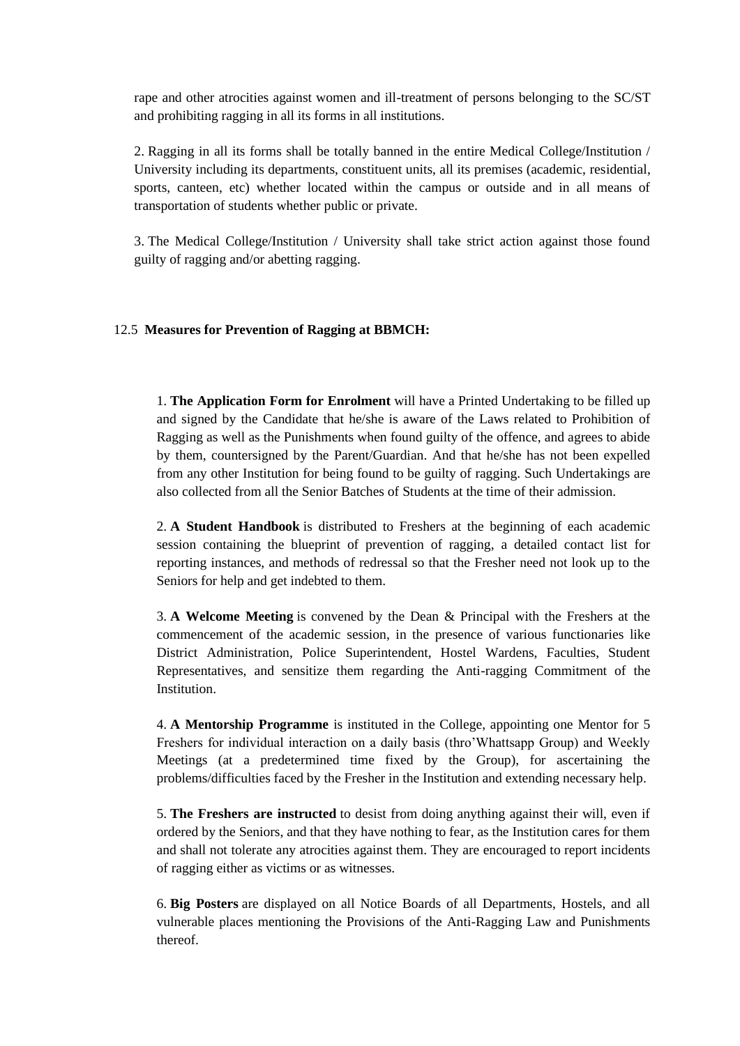rape and other atrocities against women and ill-treatment of persons belonging to the SC/ST and prohibiting ragging in all its forms in all institutions.

2. Ragging in all its forms shall be totally banned in the entire Medical College/Institution / University including its departments, constituent units, all its premises (academic, residential, sports, canteen, etc) whether located within the campus or outside and in all means of transportation of students whether public or private.

3. The Medical College/Institution / University shall take strict action against those found guilty of ragging and/or abetting ragging.

12.5 **Measures for Prevention of Ragging at BBMCH:**

1. **The Application Form for Enrolment** will have a Printed Undertaking to be filled up and signed by the Candidate that he/she is aware of the Laws related to Prohibition of Ragging as well as the Punishments when found guilty of the offence, and agrees to abide by them, countersigned by the Parent/Guardian. And that he/she has not been expelled from any other Institution for being found to be guilty of ragging. Such Undertakings are also collected from all the Senior Batches of Students at the time of their admission.

2. **A Student Handbook** is distributed to Freshers at the beginning of each academic session containing the blueprint of prevention of ragging, a detailed contact list for reporting instances, and methods of redressal so that the Fresher need not look up to the Seniors for help and get indebted to them.

3. **A Welcome Meeting** is convened by the Dean & Principal with the Freshers at the commencement of the academic session, in the presence of various functionaries like District Administration, Police Superintendent, Hostel Wardens, Faculties, Student Representatives, and sensitize them regarding the Anti-ragging Commitment of the Institution.

4. **A Mentorship Programme** is instituted in the College, appointing one Mentor for 5 Freshers for individual interaction on a daily basis (thro'Whattsapp Group) and Weekly Meetings (at a predetermined time fixed by the Group), for ascertaining the problems/difficulties faced by the Fresher in the Institution and extending necessary help.

5. **The Freshers are instructed** to desist from doing anything against their will, even if ordered by the Seniors, and that they have nothing to fear, as the Institution cares for them and shall not tolerate any atrocities against them. They are encouraged to report incidents of ragging either as victims or as witnesses.

6. **Big Posters** are displayed on all Notice Boards of all Departments, Hostels, and all vulnerable places mentioning the Provisions of the Anti-Ragging Law and Punishments thereof.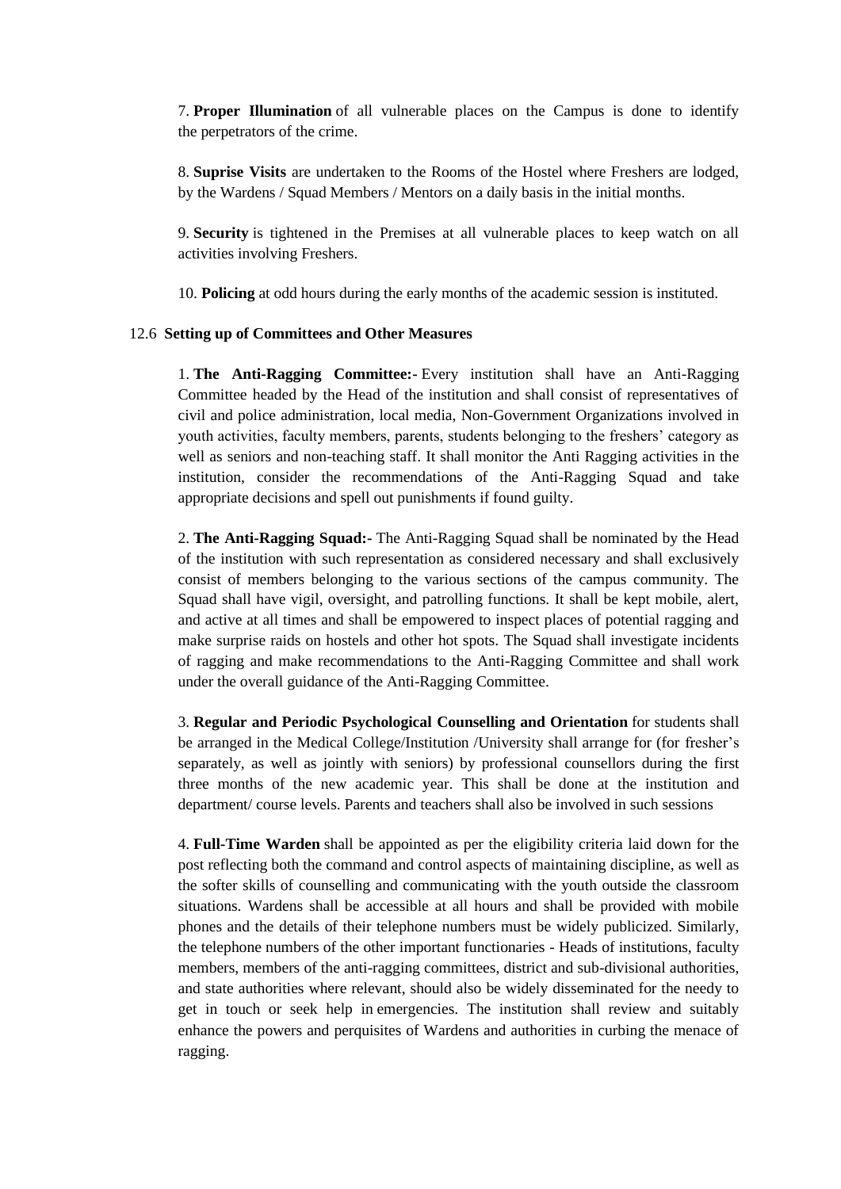7. **Proper Illumination** of all vulnerable places on the Campus is done to identify the perpetrators of the crime.

8. **Suprise Visits** are undertaken to the Rooms of the Hostel where Freshers are lodged, by the Wardens / Squad Members / Mentors on a daily basis in the initial months.

9. **Security** is tightened in the Premises at all vulnerable places to keep watch on all activities involving Freshers.

10. **Policing** at odd hours during the early months of the academic session is instituted.

### 12.6 Setting up of Committees and Other Measures

1. **The Anti-Ragging Committee:-** Every institution shall have an Anti-Ragging Committee headed by the Head of the institution and shall consist of representatives of civil and police administration, local media, Non-Government Organizations involved in youth activities, faculty members, parents, students belonging to the freshers' category as well as seniors and non-teaching staff. It shall monitor the Anti Ragging activities in the institution, consider the recommendations of the Anti-Ragging Squad and take appropriate decisions and spell out punishments if found guilty.

2. **The Anti-Ragging Squad:-** The Anti-Ragging Squad shall be nominated by the Head of the institution with such representation as considered necessary and shall exclusively consist of members belonging to the various sections of the campus community. The Squad shall have vigil, oversight, and patrolling functions. It shall be kept mobile, alert, and active at all times and shall be empowered to inspect places of potential ragging and make surprise raids on hostels and other hot spots. The Squad shall investigate incidents of ragging and make recommendations to the Anti-Ragging Committee and shall work under the overall guidance of the Anti-Ragging Committee.

3. **Regular and Periodic Psychological Counselling and Orientation** for students shall be arranged in the Medical College/Institution /University shall arrange for (for fresher's separately, as well as jointly with seniors) by professional counsellors during the first three months of the new academic year. This shall be done at the institution and department/ course levels. Parents and teachers shall also be involved in such sessions

4. **Full-Time Warden** shall be appointed as per the eligibility criteria laid down for the post reflecting both the command and control aspects of maintaining discipline, as well as the softer skills of counselling and communicating with the youth outside the classroom situations. Wardens shall be accessible at all hours and shall be provided with mobile phones and the details of their telephone numbers must be widely publicized. Similarly, the telephone numbers of the other important functionaries - Heads of institutions, faculty members, members of the anti-ragging committees, district and sub-divisional authorities, and state authorities where relevant, should also be widely disseminated for the needy to get in touch or seek help in emergencies. The institution shall review and suitably enhance the powers and perquisites of Wardens and authorities in curbing the menace of ragging.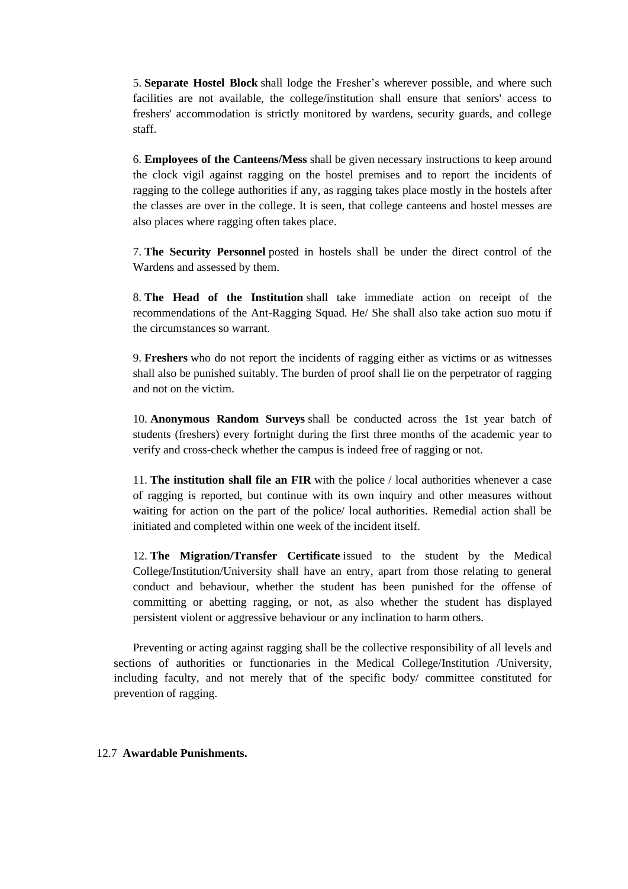5. **Separate Hostel Block** shall lodge the Fresher's wherever possible, and where such facilities are not available, the college/institution shall ensure that seniors' access to freshers' accommodation is strictly monitored by wardens, security guards, and college staff.

6. **Employees of the Canteens/Mess** shall be given necessary instructions to keep around the clock vigil against ragging on the hostel premises and to report the incidents of ragging to the college authorities if any, as ragging takes place mostly in the hostels after the classes are over in the college. It is seen, that college canteens and hostel messes are also places where ragging often takes place.

7. **The Security Personnel** posted in hostels shall be under the direct control of the Wardens and assessed by them.

8. **The Head of the Institution** shall take immediate action on receipt of the recommendations of the Ant-Ragging Squad. He/ She shall also take action suo motu if the circumstances so warrant.

9. **Freshers** who do not report the incidents of ragging either as victims or as witnesses shall also be punished suitably. The burden of proof shall lie on the perpetrator of ragging and not on the victim.

10. **Anonymous Random Surveys** shall be conducted across the 1st year batch of students (freshers) every fortnight during the first three months of the academic year to verify and cross-check whether the campus is indeed free of ragging or not.

11. **The institution shall file an FIR** with the police / local authorities whenever a case of ragging is reported, but continue with its own inquiry and other measures without waiting for action on the part of the police/ local authorities. Remedial action shall be initiated and completed within one week of the incident itself.

12. **The Migration/Transfer Certificate** issued to the student by the Medical College/Institution/University shall have an entry, apart from those relating to general conduct and behaviour, whether the student has been punished for the offense of committing or abetting ragging, or not, as also whether the student has displayed persistent violent or aggressive behaviour or any inclination to harm others.

Preventing or acting against ragging shall be the collective responsibility of all levels and sections of authorities or functionaries in the Medical College/Institution /University, including faculty, and not merely that of the specific body/ committee constituted for prevention of ragging.

12.7 **Awardable Punishments.**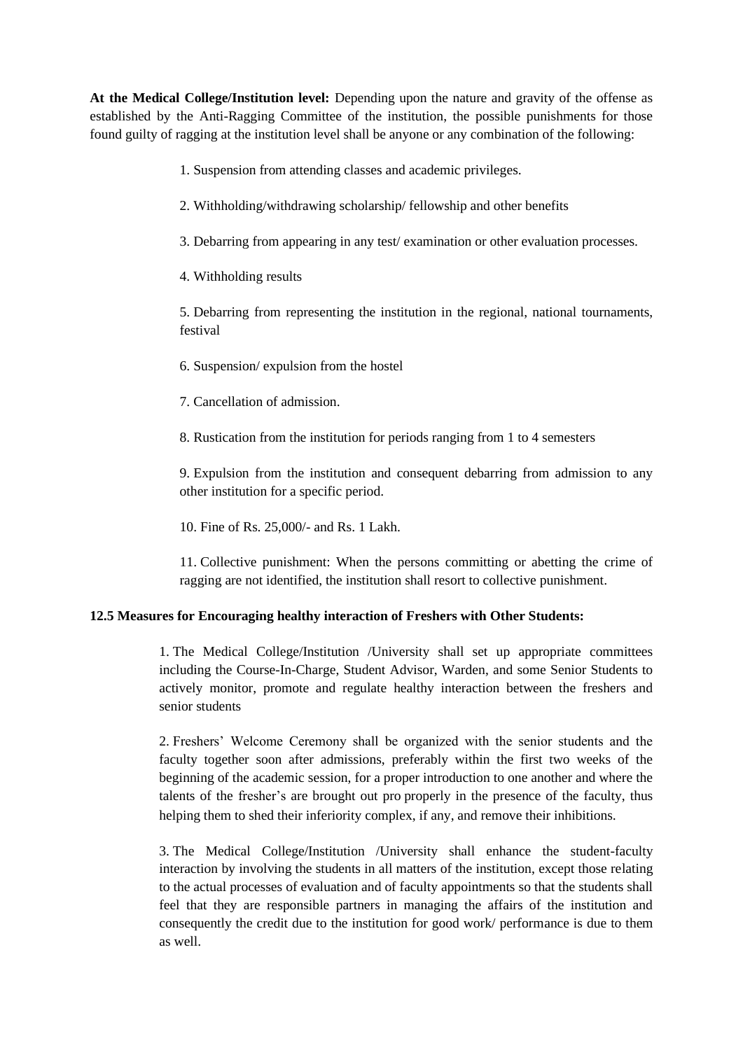**At the Medical College/Institution level:** Depending upon the nature and gravity of the offense as established by the Anti-Ragging Committee of the institution, the possible punishments for those found guilty of ragging at the institution level shall be anyone or any combination of the following:

1. Suspension from attending classes and academic privileges.

2. Withholding/withdrawing scholarship/ fellowship and other benefits

3. Debarring from appearing in any test/ examination or other evaluation processes.

4. Withholding results

5. Debarring from representing the institution in the regional, national tournaments, festival

6. Suspension/ expulsion from the hostel

7. Cancellation of admission.

8. Rustication from the institution for periods ranging from 1 to 4 semesters

9. Expulsion from the institution and consequent debarring from admission to any other institution for a specific period.

10. Fine of Rs. 25,000/- and Rs. 1 Lakh.

11. Collective punishment: When the persons committing or abetting the crime of ragging are not identified, the institution shall resort to collective punishment.

**12.5 Measures for Encouraging healthy interaction of Freshers with Other Students:**

1. The Medical College/Institution /University shall set up appropriate committees including the Course-In-Charge, Student Advisor, Warden, and some Senior Students to actively monitor, promote and regulate healthy interaction between the freshers and senior students

2. Freshers' Welcome Ceremony shall be organized with the senior students and the faculty together soon after admissions, preferably within the first two weeks of the beginning of the academic session, for a proper introduction to one another and where the talents of the fresher's are brought out pro properly in the presence of the faculty, thus helping them to shed their inferiority complex, if any, and remove their inhibitions.

3. The Medical College/Institution /University shall enhance the student-faculty interaction by involving the students in all matters of the institution, except those relating to the actual processes of evaluation and of faculty appointments so that the students shall feel that they are responsible partners in managing the affairs of the institution and consequently the credit due to the institution for good work/ performance is due to them as well.